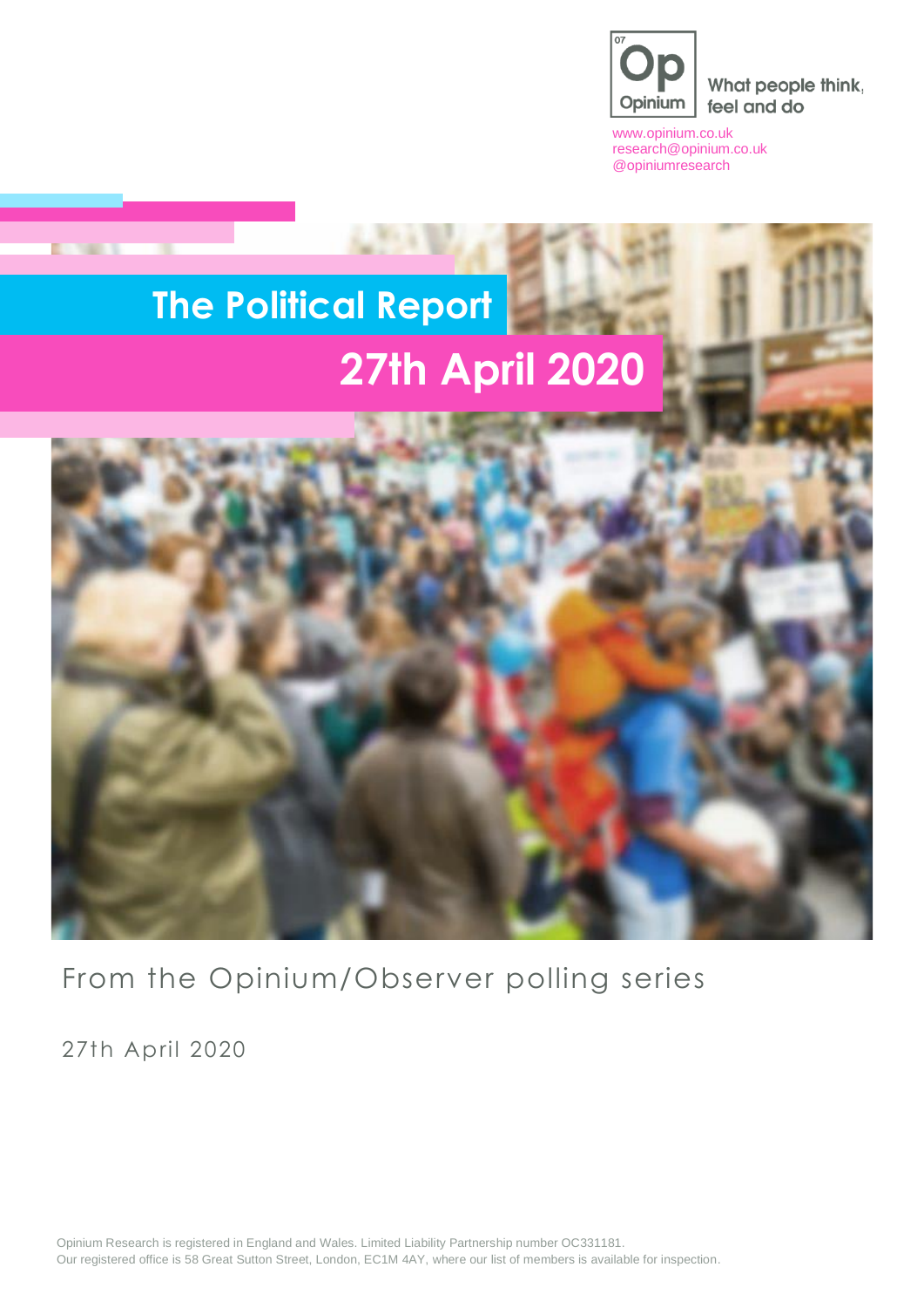Op Opinium

What people think, feel and do

www.opinium.co.uk
research@opinium.co.uk
@opiniumresearch

# The Political Report

## 27th April 2020

From the Opinium/Observer polling series

27th April 2020

Opinium Research is registered in England and Wales. Limited Liability Partnership number OC331181.
Our registered office is 58 Great Sutton Street, London, EC1M 4AY, where our list of members is available for inspection.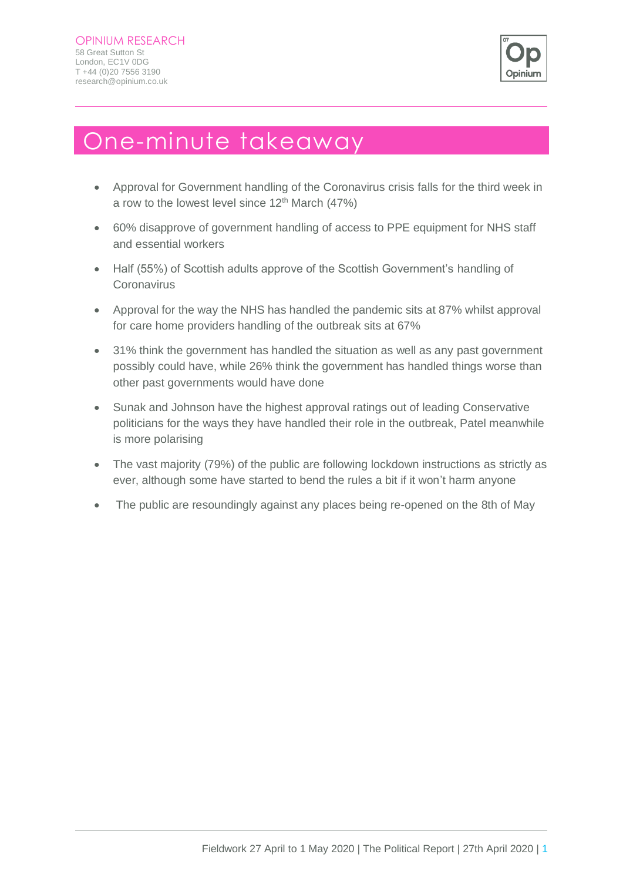# One-minute takeaway

- Approval for Government handling of the Coronavirus crisis falls for the third week in a row to the lowest level since 12th March (47%)
- 60% disapprove of government handling of access to PPE equipment for NHS staff and essential workers
- Half (55%) of Scottish adults approve of the Scottish Government's handling of Coronavirus
- Approval for the way the NHS has handled the pandemic sits at 87% whilst approval for care home providers handling of the outbreak sits at 67%
- 31% think the government has handled the situation as well as any past government possibly could have, while 26% think the government has handled things worse than other past governments would have done
- Sunak and Johnson have the highest approval ratings out of leading Conservative politicians for the ways they have handled their role in the outbreak, Patel meanwhile is more polarising
- The vast majority (79%) of the public are following lockdown instructions as strictly as ever, although some have started to bend the rules a bit if it won't harm anyone
- The public are resoundingly against any places being re-opened on the 8th of May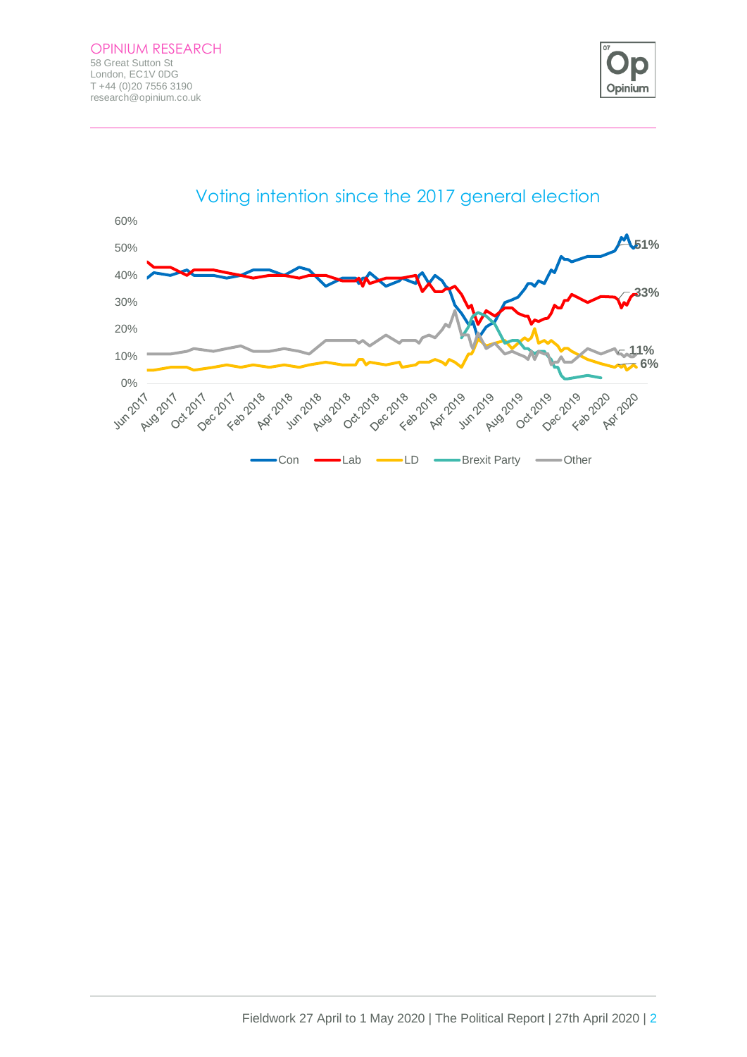## Voting intention since the 2017 general election

| Series | Latest |
| --- | --- |
| Con | 51% |
| Lab | 33% |
| LD | 6% |
| Brexit Party | |
| Other | 11% |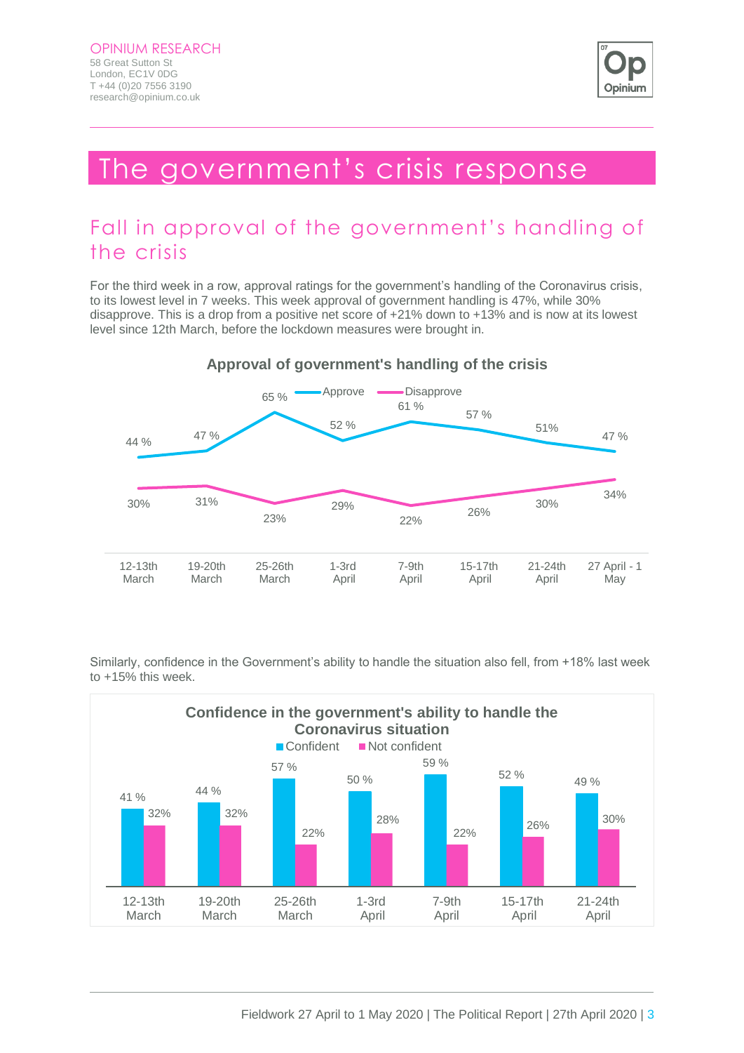# The government's crisis response

## Fall in approval of the government's handling of the crisis

For the third week in a row, approval ratings for the government's handling of the Coronavirus crisis, to its lowest level in 7 weeks. This week approval of government handling is 47%, while 30% disapprove. This is a drop from a positive net score of +21% down to +13% and is now at its lowest level since 12th March, before the lockdown measures were brought in.

**Approval of government's handling of the crisis**

| | 12-13th March | 19-20th March | 25-26th March | 1-3rd April | 7-9th April | 15-17th April | 21-24th April | 27 April - 1 May |
|---|---|---|---|---|---|---|---|---|
| Approve | 44 % | 47 % | 65 % | 52 % | 61 % | 57 % | 51% | 47 % |
| Disapprove | 30% | 31% | 23% | 29% | 22% | 26% | 30% | 34% |

Similarly, confidence in the Government's ability to handle the situation also fell, from +18% last week to +15% this week.

**Confidence in the government's ability to handle the Coronavirus situation**

| | 12-13th March | 19-20th March | 25-26th March | 1-3rd April | 7-9th April | 15-17th April | 21-24th April |
|---|---|---|---|---|---|---|---|
| Confident | 41 % | 44 % | 57 % | 50 % | 59 % | 52 % | 49 % |
| Not confident | 32% | 32% | 22% | 28% | 22% | 26% | 30% |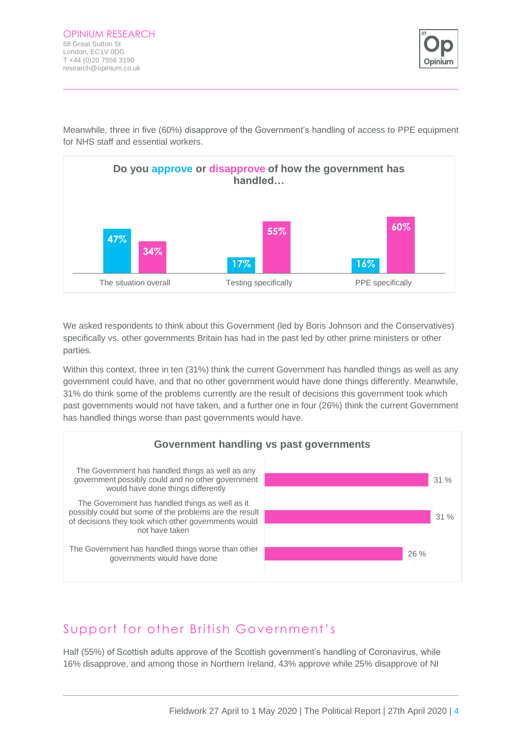Meanwhile, three in five (60%) disapprove of the Government's handling of access to PPE equipment for NHS staff and essential workers.

**Do you approve or disapprove of how the government has handled…**

| | Approve | Disapprove |
|---|---|---|
| The situation overall | 47% | 34% |
| Testing specifically | 17% | 55% |
| PPE specifically | 16% | 60% |

We asked respondents to think about this Government (led by Boris Johnson and the Conservatives) specifically vs. other governments Britain has had in the past led by other prime ministers or other parties.

Within this context, three in ten (31%) think the current Government has handled things as well as any government could have, and that no other government would have done things differently. Meanwhile, 31% do think some of the problems currently are the result of decisions this government took which past governments would not have taken, and a further one in four (26%) think the current Government has handled things worse than past governments would have.

**Government handling vs past governments**

| | |
|---|---|
| The Government has handled things as well as any government possibly could and no other government would have done things differently | 31 % |
| The Government has handled things as well as it possibly could but some of the problems are the result of decisions they took which other governments would not have taken | 31 % |
| The Government has handled things worse than other governments would have done | 26 % |

## Support for other British Government's

Half (55%) of Scottish adults approve of the Scottish government's handling of Coronavirus, while 16% disapprove, and among those in Northern Ireland, 43% approve while 25% disapprove of NI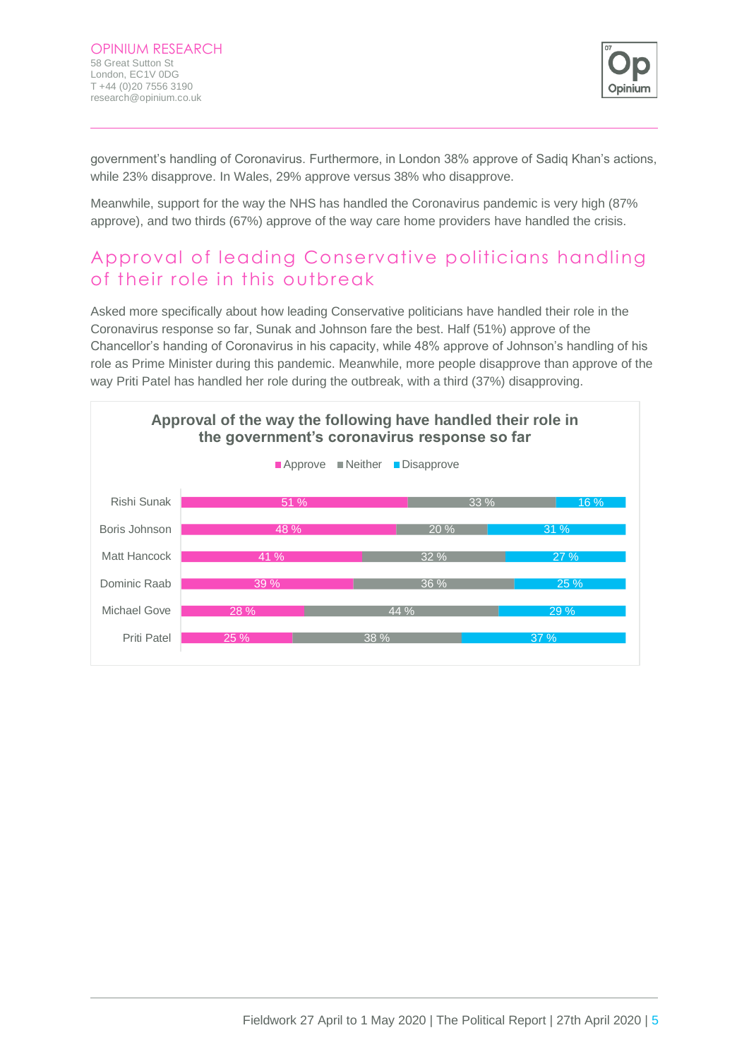government's handling of Coronavirus. Furthermore, in London 38% approve of Sadiq Khan's actions, while 23% disapprove. In Wales, 29% approve versus 38% who disapprove.

Meanwhile, support for the way the NHS has handled the Coronavirus pandemic is very high (87% approve), and two thirds (67%) approve of the way care home providers have handled the crisis.

## Approval of leading Conservative politicians handling of their role in this outbreak

Asked more specifically about how leading Conservative politicians have handled their role in the Coronavirus response so far, Sunak and Johnson fare the best. Half (51%) approve of the Chancellor's handing of Coronavirus in his capacity, while 48% approve of Johnson's handling of his role as Prime Minister during this pandemic. Meanwhile, more people disapprove than approve of the way Priti Patel has handled her role during the outbreak, with a third (37%) disapproving.

**Approval of the way the following have handled their role in the government's coronavirus response so far**

| | Approve | Neither | Disapprove |
|---|---|---|---|
| Rishi Sunak | 51 % | 33 % | 16 % |
| Boris Johnson | 48 % | 20 % | 31 % |
| Matt Hancock | 41 % | 32 % | 27 % |
| Dominic Raab | 39 % | 36 % | 25 % |
| Michael Gove | 28 % | 44 % | 29 % |
| Priti Patel | 25 % | 38 % | 37 % |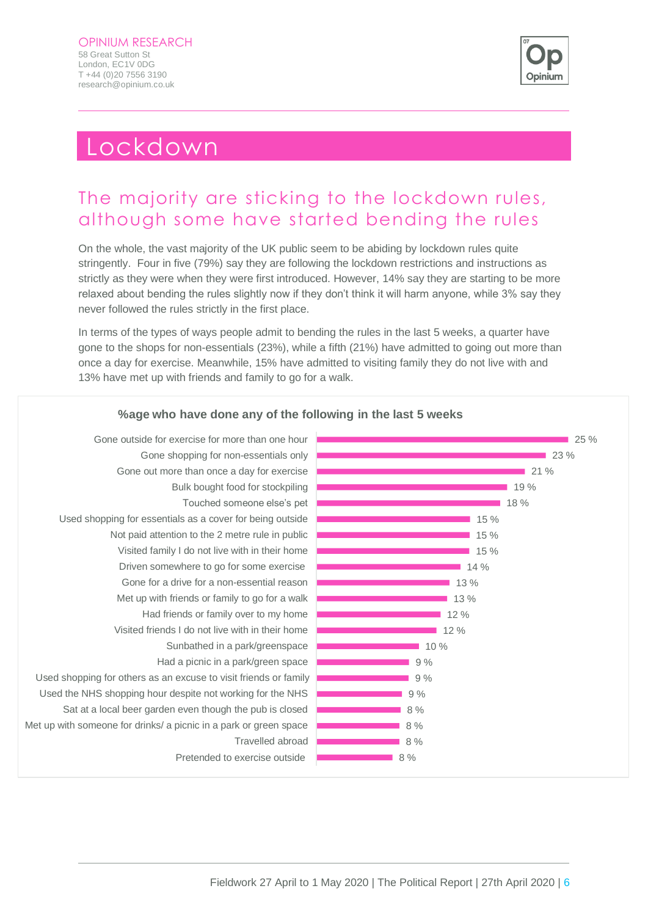OPINIUM RESEARCH
58 Great Sutton St
London, EC1V 0DG
T +44 (0)20 7556 3190
research@opinium.co.uk

# Lockdown

## The majority are sticking to the lockdown rules, although some have started bending the rules

On the whole, the vast majority of the UK public seem to be abiding by lockdown rules quite stringently. Four in five (79%) say they are following the lockdown restrictions and instructions as strictly as they were when they were first introduced. However, 14% say they are starting to be more relaxed about bending the rules slightly now if they don't think it will harm anyone, while 3% say they never followed the rules strictly in the first place.

In terms of the types of ways people admit to bending the rules in the last 5 weeks, a quarter have gone to the shops for non-essentials (23%), while a fifth (21%) have admitted to going out more than once a day for exercise. Meanwhile, 15% have admitted to visiting family they do not live with and 13% have met up with friends and family to go for a walk.

**%age who have done any of the following in the last 5 weeks**

| Activity | % |
|---|---|
| Gone outside for exercise for more than one hour | 25 % |
| Gone shopping for non-essentials only | 23 % |
| Gone out more than once a day for exercise | 21 % |
| Bulk bought food for stockpiling | 19 % |
| Touched someone else's pet | 18 % |
| Used shopping for essentials as a cover for being outside | 15 % |
| Not paid attention to the 2 metre rule in public | 15 % |
| Visited family I do not live with in their home | 15 % |
| Driven somewhere to go for some exercise | 14 % |
| Gone for a drive for a non-essential reason | 13 % |
| Met up with friends or family to go for a walk | 13 % |
| Had friends or family over to my home | 12 % |
| Visited friends I do not live with in their home | 12 % |
| Sunbathed in a park/greenspace | 10 % |
| Had a picnic in a park/green space | 9 % |
| Used shopping for others as an excuse to visit friends or family | 9 % |
| Used the NHS shopping hour despite not working for the NHS | 9 % |
| Sat at a local beer garden even though the pub is closed | 8 % |
| Met up with someone for drinks/ a picnic in a park or green space | 8 % |
| Travelled abroad | 8 % |
| Pretended to exercise outside | 8 % |

Fieldwork 27 April to 1 May 2020 | The Political Report | 27th April 2020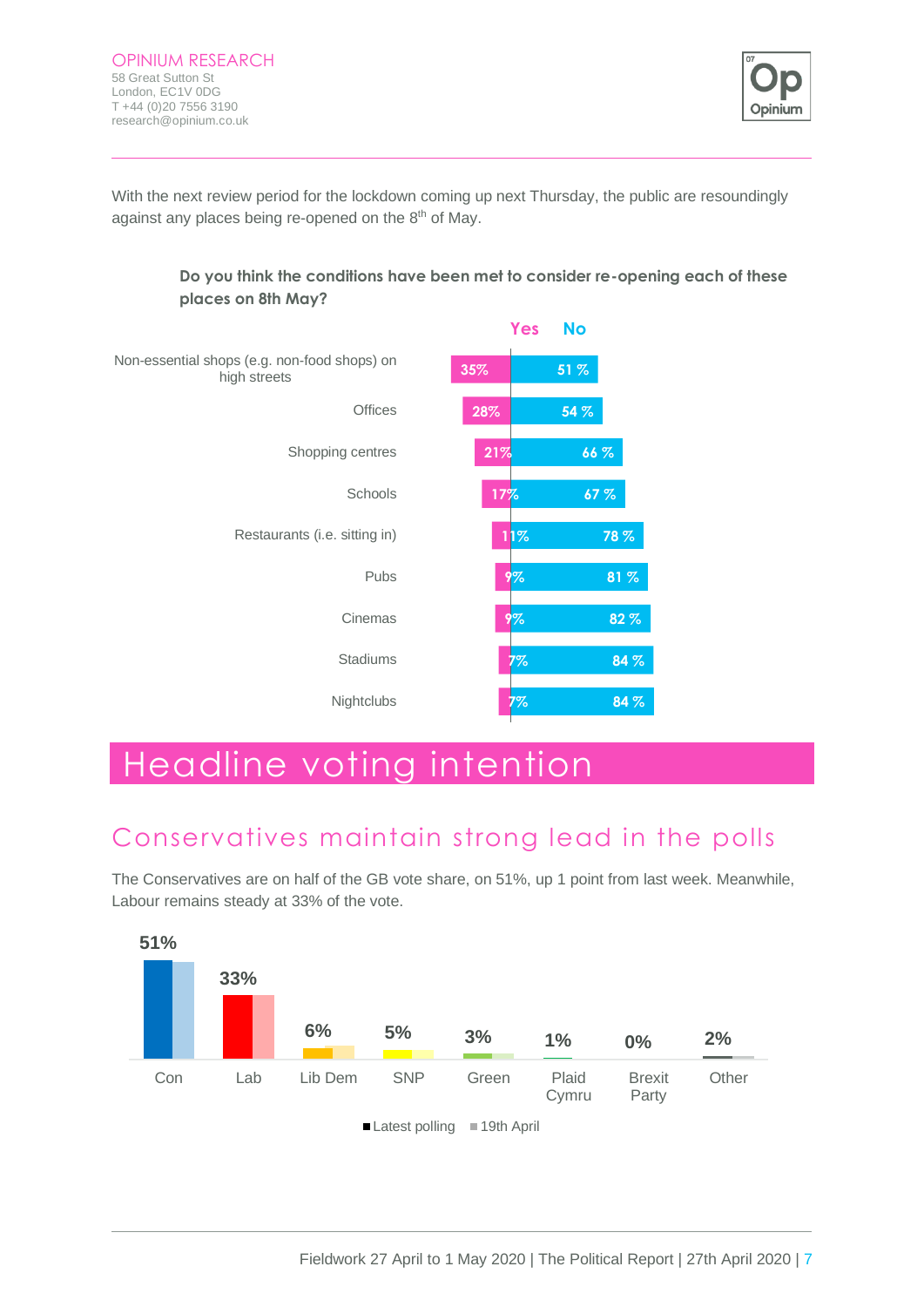With the next review period for the lockdown coming up next Thursday, the public are resoundingly against any places being re-opened on the 8th of May.

**Do you think the conditions have been met to consider re-opening each of these places on 8th May?**

| | Yes | No |
|---|---|---|
| Non-essential shops (e.g. non-food shops) on high streets | 35% | 51 % |
| Offices | 28% | 54 % |
| Shopping centres | 21% | 66 % |
| Schools | 17% | 67 % |
| Restaurants (i.e. sitting in) | 11% | 78 % |
| Pubs | 9% | 81 % |
| Cinemas | 9% | 82 % |
| Stadiums | 7% | 84 % |
| Nightclubs | 7% | 84 % |

# Headline voting intention

## Conservatives maintain strong lead in the polls

The Conservatives are on half of the GB vote share, on 51%, up 1 point from last week. Meanwhile, Labour remains steady at 33% of the vote.

| | Con | Lab | Lib Dem | SNP | Green | Plaid Cymru | Brexit Party | Other |
|---|---|---|---|---|---|---|---|---|
| Latest polling | 51% | 33% | 6% | 5% | 3% | 1% | 0% | 2% |

■ Latest polling ■ 19th April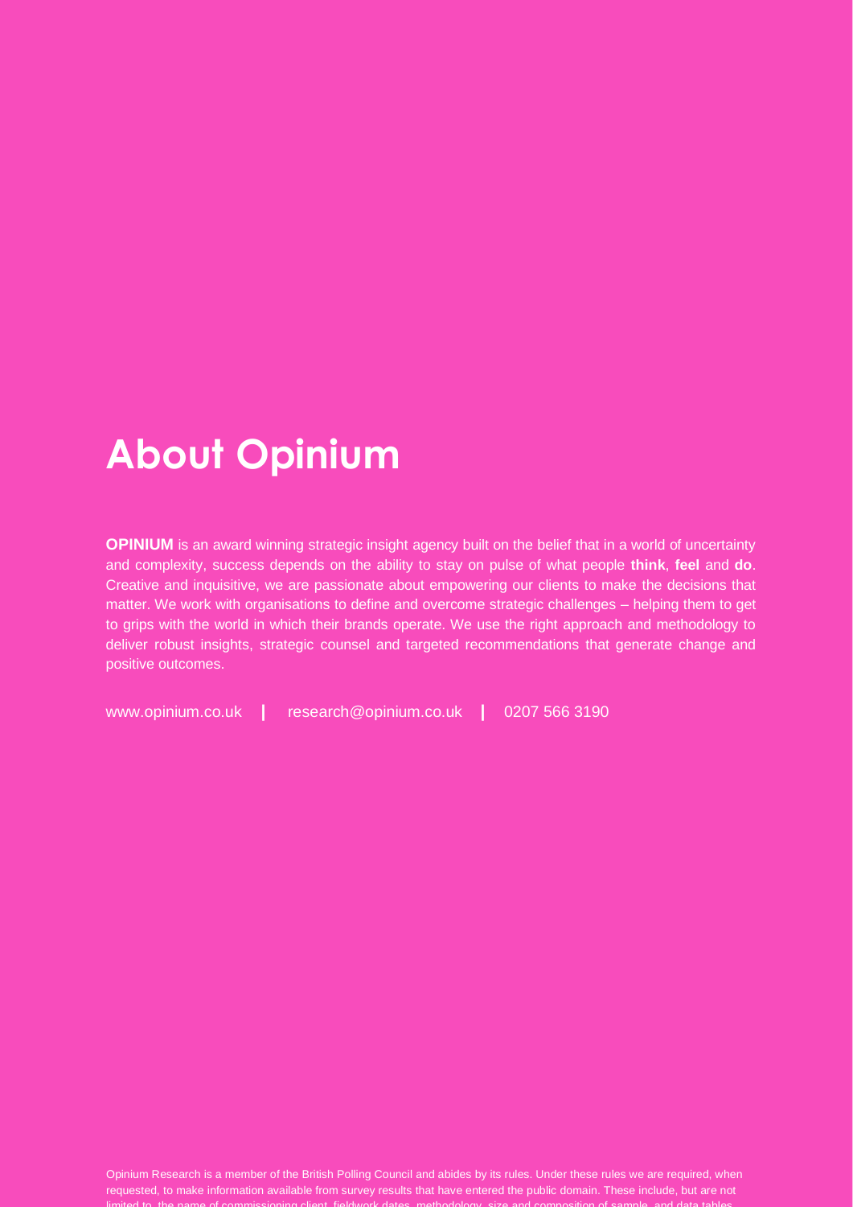# About Opinium

**OPINIUM** is an award winning strategic insight agency built on the belief that in a world of uncertainty and complexity, success depends on the ability to stay on pulse of what people **think**, **feel** and **do**. Creative and inquisitive, we are passionate about empowering our clients to make the decisions that matter. We work with organisations to define and overcome strategic challenges – helping them to get to grips with the world in which their brands operate. We use the right approach and methodology to deliver robust insights, strategic counsel and targeted recommendations that generate change and positive outcomes.

www.opinium.co.uk | research@opinium.co.uk | 0207 566 3190

Opinium Research is a member of the British Polling Council and abides by its rules. Under these rules we are required, when requested, to make information available from survey results that have entered the public domain. These include, but are not limited to, the name of commissioning client, fieldwork dates, methodology, size and composition of sample, and data tables.